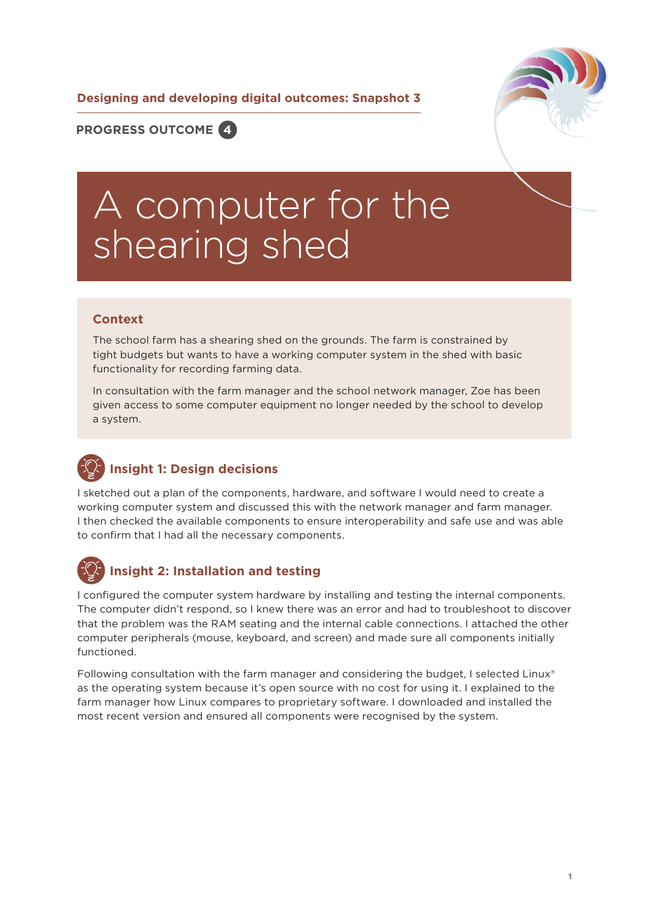**Designing and developing digital outcomes: Snapshot 3**

**PROGRESS OUTCOME 4**

# A computer for the shearing shed

## Context

The school farm has a shearing shed on the grounds. The farm is constrained by tight budgets but wants to have a working computer system in the shed with basic functionality for recording farming data.

In consultation with the farm manager and the school network manager, Zoe has been given access to some computer equipment no longer needed by the school to develop a system.

## Insight 1: Design decisions

I sketched out a plan of the components, hardware, and software I would need to create a working computer system and discussed this with the network manager and farm manager. I then checked the available components to ensure interoperability and safe use and was able to confirm that I had all the necessary components.

## Insight 2: Installation and testing

I configured the computer system hardware by installing and testing the internal components. The computer didn't respond, so I knew there was an error and had to troubleshoot to discover that the problem was the RAM seating and the internal cable connections. I attached the other computer peripherals (mouse, keyboard, and screen) and made sure all components initially functioned.

Following consultation with the farm manager and considering the budget, I selected Linux® as the operating system because it's open source with no cost for using it. I explained to the farm manager how Linux compares to proprietary software. I downloaded and installed the most recent version and ensured all components were recognised by the system.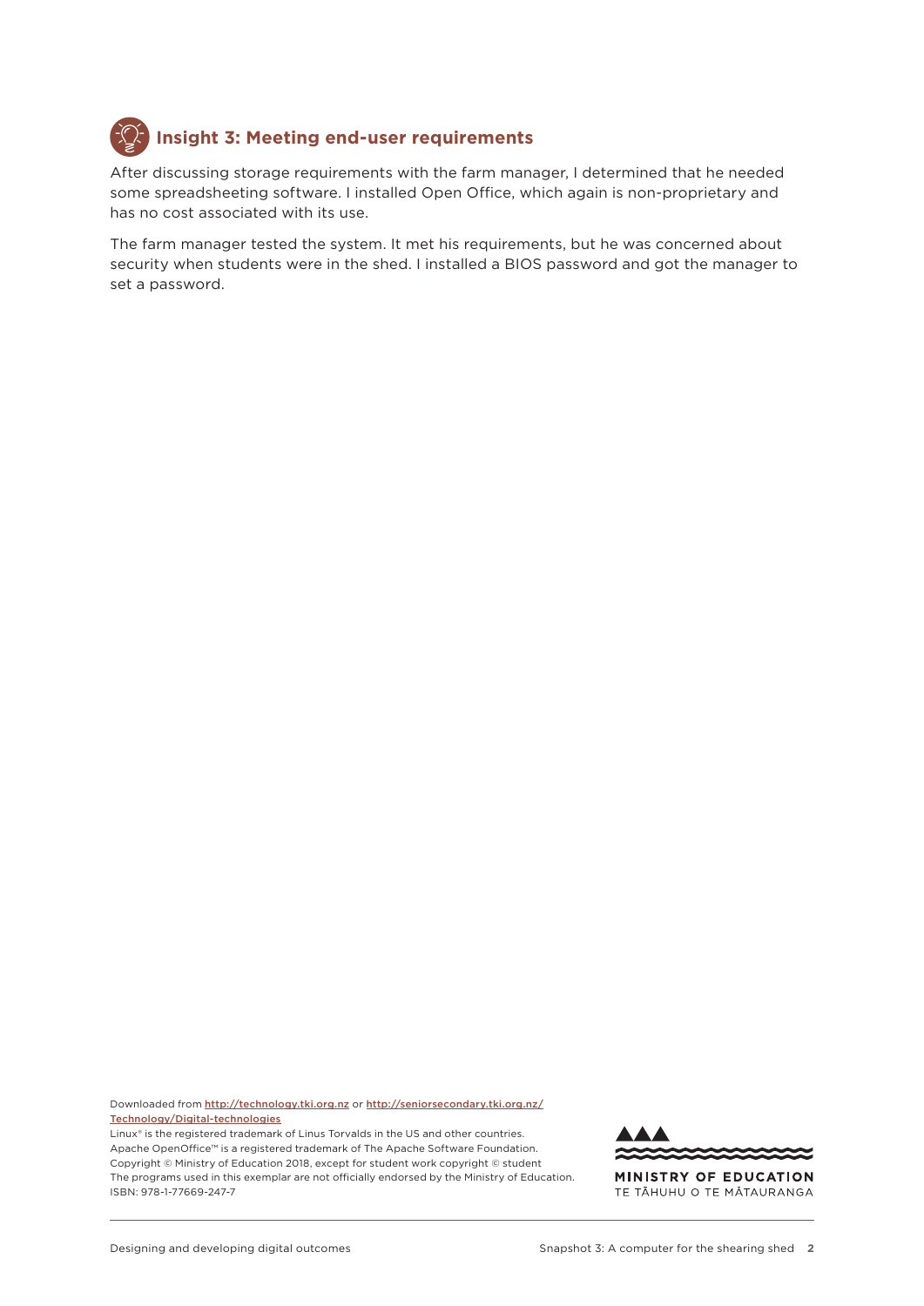## Insight 3: Meeting end-user requirements

After discussing storage requirements with the farm manager, I determined that he needed some spreadsheeting software. I installed Open Office, which again is non-proprietary and has no cost associated with its use.

The farm manager tested the system. It met his requirements, but he was concerned about security when students were in the shed. I installed a BIOS password and got the manager to set a password.

Downloaded from http://technology.tki.org.nz or http://seniorsecondary.tki.org.nz/Technology/Digital-technologies
Linux® is the registered trademark of Linus Torvalds in the US and other countries.
Apache OpenOffice™ is a registered trademark of The Apache Software Foundation.
Copyright © Ministry of Education 2018, except for student work copyright © student
The programs used in this exemplar are not officially endorsed by the Ministry of Education.
ISBN: 978-1-77669-247-7

MINISTRY OF EDUCATION
TE TĀHUHU O TE MĀTAURANGA